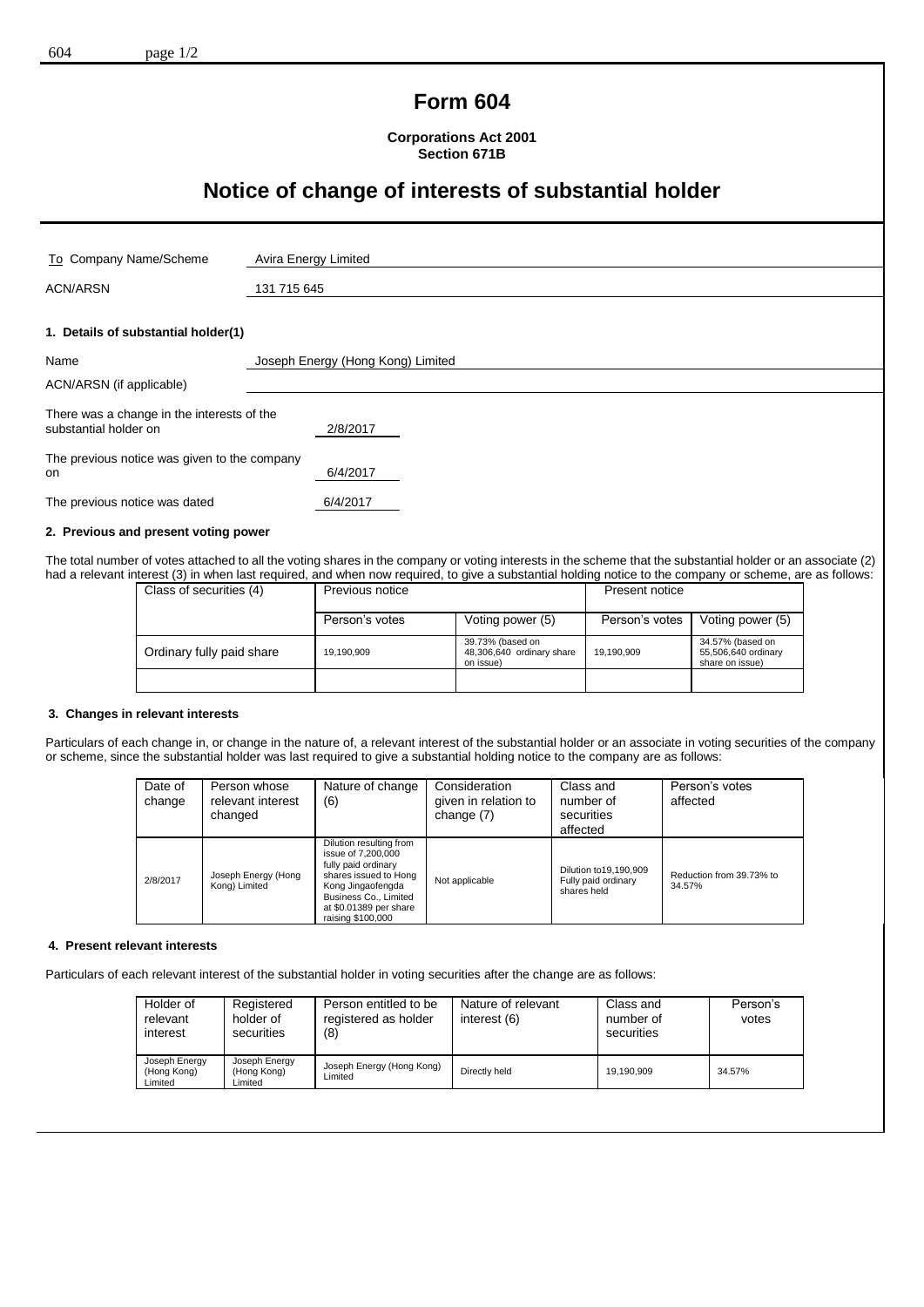# Form 604

**Corporations Act 2001**
**Section 671B**

## Notice of change of interests of substantial holder

| | |
|---|---|
| To Company Name/Scheme | Avira Energy Limited |
| ACN/ARSN | 131 715 645 |

### 1. Details of substantial holder(1)

| | |
|---|---|
| Name | Joseph Energy (Hong Kong) Limited |
| ACN/ARSN (if applicable) | |
| There was a change in the interests of the substantial holder on | 2/8/2017 |
| The previous notice was given to the company on | 6/4/2017 |
| The previous notice was dated | 6/4/2017 |

### 2. Previous and present voting power

The total number of votes attached to all the voting shares in the company or voting interests in the scheme that the substantial holder or an associate (2) had a relevant interest (3) in when last required, and when now required, to give a substantial holding notice to the company or scheme, are as follows:

| Class of securities (4) | Previous notice | | Present notice | |
|---|---|---|---|---|
| | Person's votes | Voting power (5) | Person's votes | Voting power (5) |
| Ordinary fully paid share | 19,190,909 | 39.73% (based on 48,306,640 ordinary share on issue) | 19,190,909 | 34.57% (based on 55,506,640 ordinary share on issue) |
| | | | | |

### 3. Changes in relevant interests

Particulars of each change in, or change in the nature of, a relevant interest of the substantial holder or an associate in voting securities of the company or scheme, since the substantial holder was last required to give a substantial holding notice to the company are as follows:

| Date of change | Person whose relevant interest changed | Nature of change (6) | Consideration given in relation to change (7) | Class and number of securities affected | Person's votes affected |
|---|---|---|---|---|---|
| 2/8/2017 | Joseph Energy (Hong Kong) Limited | Dilution resulting from issue of 7,200,000 fully paid ordinary shares issued to Hong Kong Jingaofengda Business Co., Limited at $0.01389 per share raising $100,000 | Not applicable | Dilution to19,190,909 Fully paid ordinary shares held | Reduction from 39.73% to 34.57% |

### 4. Present relevant interests

Particulars of each relevant interest of the substantial holder in voting securities after the change are as follows:

| Holder of relevant interest | Registered holder of securities | Person entitled to be registered as holder (8) | Nature of relevant interest (6) | Class and number of securities | Person's votes |
|---|---|---|---|---|---|
| Joseph Energy (Hong Kong) Limited | Joseph Energy (Hong Kong) Limited | Joseph Energy (Hong Kong) Limited | Directly held | 19,190,909 | 34.57% |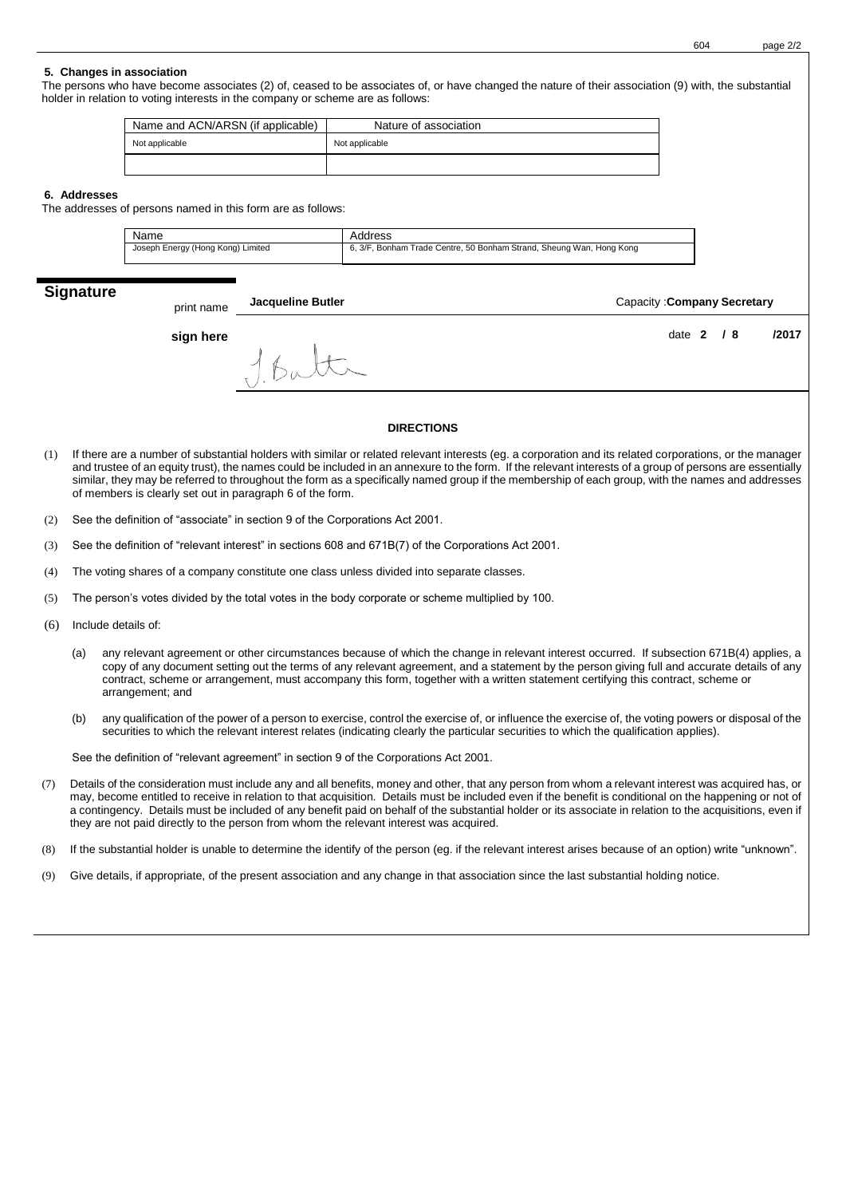### 5. Changes in association

The persons who have become associates (2) of, ceased to be associates of, or have changed the nature of their association (9) with, the substantial holder in relation to voting interests in the company or scheme are as follows:

| Name and ACN/ARSN (if applicable) | Nature of association |
| --- | --- |
| Not applicable | Not applicable |
| | |

### 6. Addresses

The addresses of persons named in this form are as follows:

| Name | Address |
| --- | --- |
| Joseph Energy (Hong Kong) Limited | 6, 3/F, Bonham Trade Centre, 50 Bonham Strand, Sheung Wan, Hong Kong |

## Signature

print name **Jacqueline Butler** Capacity :**Company Secretary**

**sign here** J. Butler date **2 / 8 /2017**

**DIRECTIONS**

(1) If there are a number of substantial holders with similar or related relevant interests (eg. a corporation and its related corporations, or the manager and trustee of an equity trust), the names could be included in an annexure to the form. If the relevant interests of a group of persons are essentially similar, they may be referred to throughout the form as a specifically named group if the membership of each group, with the names and addresses of members is clearly set out in paragraph 6 of the form.

(2) See the definition of "associate" in section 9 of the Corporations Act 2001.

(3) See the definition of "relevant interest" in sections 608 and 671B(7) of the Corporations Act 2001.

(4) The voting shares of a company constitute one class unless divided into separate classes.

(5) The person's votes divided by the total votes in the body corporate or scheme multiplied by 100.

(6) Include details of:

(a) any relevant agreement or other circumstances because of which the change in relevant interest occurred. If subsection 671B(4) applies, a copy of any document setting out the terms of any relevant agreement, and a statement by the person giving full and accurate details of any contract, scheme or arrangement, must accompany this form, together with a written statement certifying this contract, scheme or arrangement; and

(b) any qualification of the power of a person to exercise, control the exercise of, or influence the exercise of, the voting powers or disposal of the securities to which the relevant interest relates (indicating clearly the particular securities to which the qualification applies).

See the definition of "relevant agreement" in section 9 of the Corporations Act 2001.

(7) Details of the consideration must include any and all benefits, money and other, that any person from whom a relevant interest was acquired has, or may, become entitled to receive in relation to that acquisition. Details must be included even if the benefit is conditional on the happening or not of a contingency. Details must be included of any benefit paid on behalf of the substantial holder or its associate in relation to the acquisitions, even if they are not paid directly to the person from whom the relevant interest was acquired.

(8) If the substantial holder is unable to determine the identify of the person (eg. if the relevant interest arises because of an option) write "unknown".

(9) Give details, if appropriate, of the present association and any change in that association since the last substantial holding notice.